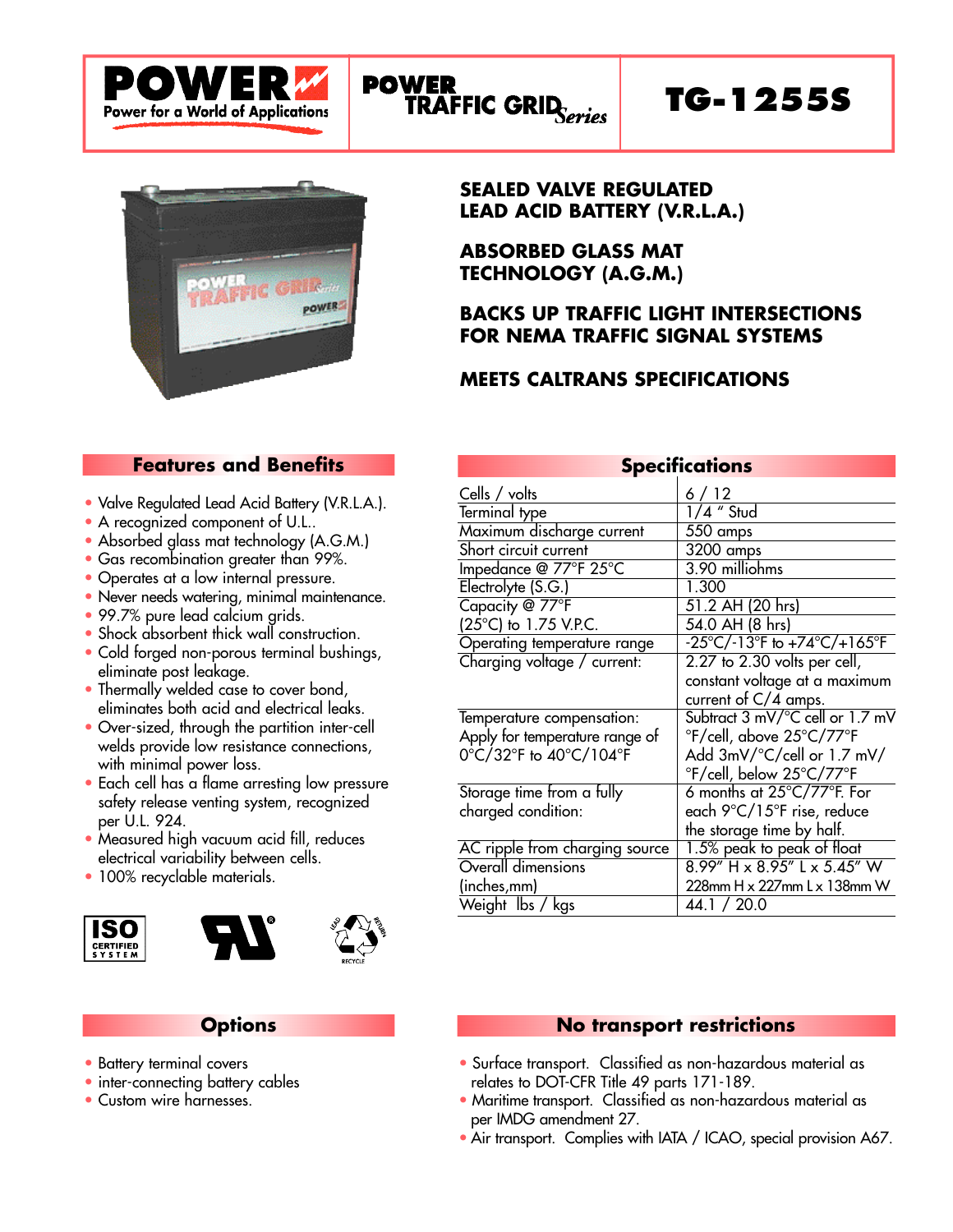# POWER

Power for a World of Applications

## POWER TRAFFIC GRID *Series*

# TG-1255S

## SEALED VALVE REGULATED LEAD ACID BATTERY (V.R.L.A.)

## ABSORBED GLASS MAT TECHNOLOGY (A.G.M.)

## BACKS UP TRAFFIC LIGHT INTERSECTIONS FOR NEMA TRAFFIC SIGNAL SYSTEMS

## MEETS CALTRANS SPECIFICATIONS

## Features and Benefits

- Valve Regulated Lead Acid Battery (V.R.L.A.).
- A recognized component of U.L..
- Absorbed glass mat technology (A.G.M.)
- Gas recombination greater than 99%.
- Operates at a low internal pressure.
- Never needs watering, minimal maintenance.
- 99.7% pure lead calcium grids.
- Shock absorbent thick wall construction.
- Cold forged non-porous terminal bushings, eliminate post leakage.
- Thermally welded case to cover bond, eliminates both acid and electrical leaks.
- Over-sized, through the partition inter-cell welds provide low resistance connections, with minimal power loss.
- Each cell has a flame arresting low pressure safety release venting system, recognized per U.L. 924.
- Measured high vacuum acid fill, reduces electrical variability between cells.
- 100% recyclable materials.

## Specifications

| | |
|---|---|
| Cells / volts | 6 / 12 |
| Terminal type | 1/4 " Stud |
| Maximum discharge current | 550 amps |
| Short circuit current | 3200 amps |
| Impedance @ 77°F 25°C | 3.90 milliohms |
| Electrolyte (S.G.) | 1.300 |
| Capacity @ 77°F (25°C) to 1.75 V.P.C. | 51.2 AH (20 hrs) |
| | 54.0 AH (8 hrs) |
| Operating temperature range | -25°C/-13°F to +74°C/+165°F |
| Charging voltage / current: | 2.27 to 2.30 volts per cell, constant voltage at a maximum current of C/4 amps. |
| Temperature compensation: Apply for temperature range of 0°C/32°F to 40°C/104°F | Subtract 3 mV/°C cell or 1.7 mV °F/cell, above 25°C/77°F Add 3mV/°C/cell or 1.7 mV/°F/cell, below 25°C/77°F |
| Storage time from a fully charged condition: | 6 months at 25°C/77°F. For each 9°C/15°F rise, reduce the storage time by half. |
| AC ripple from charging source | 1.5% peak to peak of float |
| Overall dimensions (inches,mm) | 8.99" H x 8.95" L x 5.45" W 228mm H x 227mm L x 138mm W |
| Weight lbs / kgs | 44.1 / 20.0 |

## Options

- Battery terminal covers
- inter-connecting battery cables
- Custom wire harnesses.

## No transport restrictions

- Surface transport. Classified as non-hazardous material as relates to DOT-CFR Title 49 parts 171-189.
- Maritime transport. Classified as non-hazardous material as per IMDG amendment 27.
- Air transport. Complies with IATA / ICAO, special provision A67.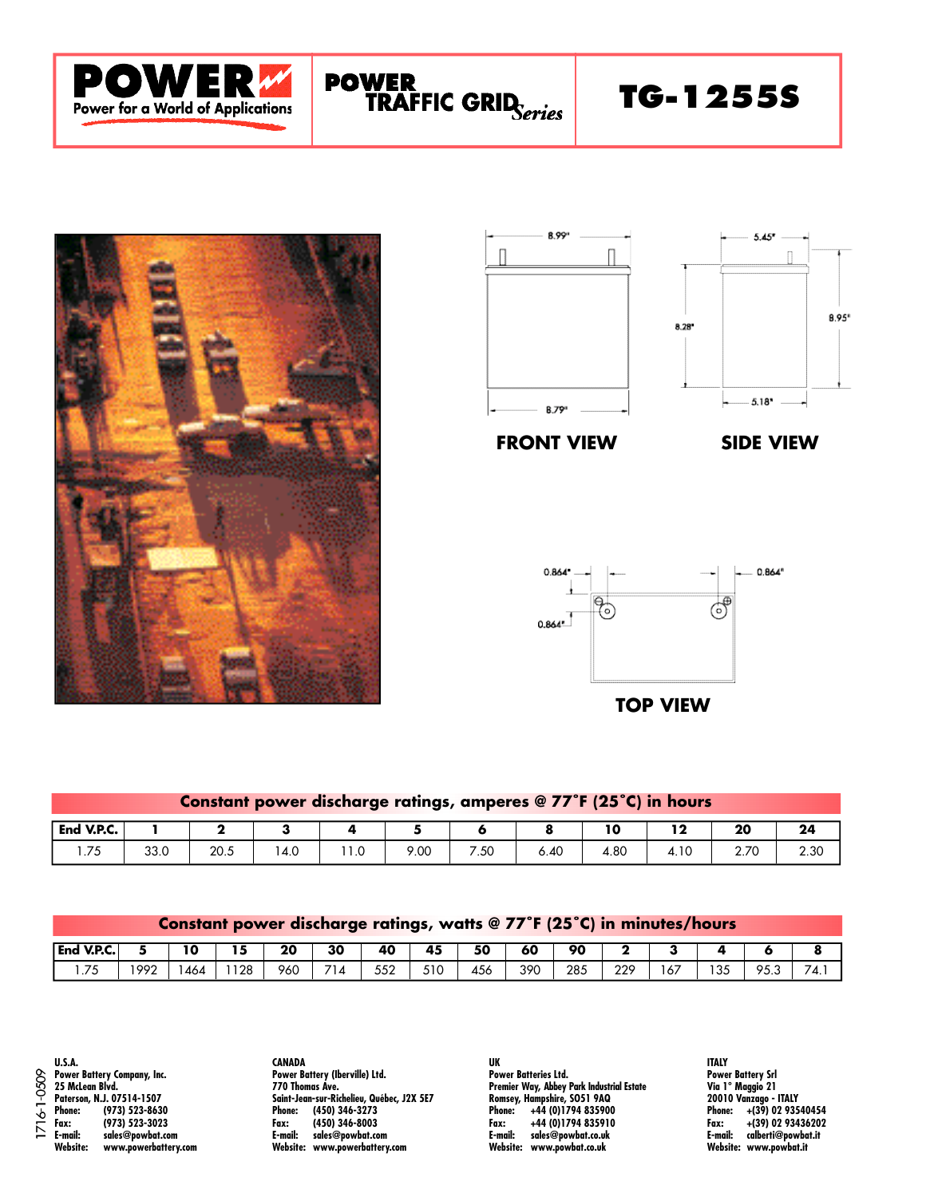# POWER

Power for a World of Applications

## POWER TRAFFIC GRID Series

# TG-1255S

8.99"

8.79"

**FRONT VIEW**

5.45"

8.28"

8.95"

5.18"

**SIDE VIEW**

0.864"

0.864"

0.864"

**TOP VIEW**

**Constant power discharge ratings, amperes @ 77˚F (25˚C) in hours**

| End V.P.C. | 1 | 2 | 3 | 4 | 5 | 6 | 8 | 10 | 12 | 20 | 24 |
|---|---|---|---|---|---|---|---|---|---|---|---|
| 1.75 | 33.0 | 20.5 | 14.0 | 11.0 | 9.00 | 7.50 | 6.40 | 4.80 | 4.10 | 2.70 | 2.30 |

**Constant power discharge ratings, watts @ 77˚F (25˚C) in minutes/hours**

| End V.P.C. | 5 | 10 | 15 | 20 | 30 | 40 | 45 | 50 | 60 | 90 | 2 | 3 | 4 | 6 | 8 |
|---|---|---|---|---|---|---|---|---|---|---|---|---|---|---|---|
| 1.75 | 1992 | 1464 | 1128 | 960 | 714 | 552 | 510 | 456 | 390 | 285 | 229 | 167 | 135 | 95.3 | 74.1 |

**U.S.A.**
Power Battery Company, Inc.
25 McLean Blvd.
Paterson, N.J. 07514-1507
Phone: (973) 523-8630
Fax: (973) 523-3023
E-mail: sales@powbat.com
Website: www.powerbattery.com

**CANADA**
Power Battery (Iberville) Ltd.
770 Thomas Ave.
Saint-Jean-sur-Richelieu, Québec, J2X 5E7
Phone: (450) 346-3273
Fax: (450) 346-8003
E-mail: sales@powbat.com
Website: www.powerbattery.com

**UK**
Power Batteries Ltd.
Premier Way, Abbey Park Industrial Estate
Romsey, Hampshire, SO51 9AQ
Phone: +44 (0)1794 835900
Fax: +44 (0)1794 835910
E-mail: sales@powbat.co.uk
Website: www.powbat.co.uk

**ITALY**
Power Battery Srl
Via 1° Maggio 21
20010 Vanzago - ITALY
Phone: +(39) 02 93540454
Fax: +(39) 02 93436202
E-mail: calberti@powbat.it
Website: www.powbat.it

1716-1-0509